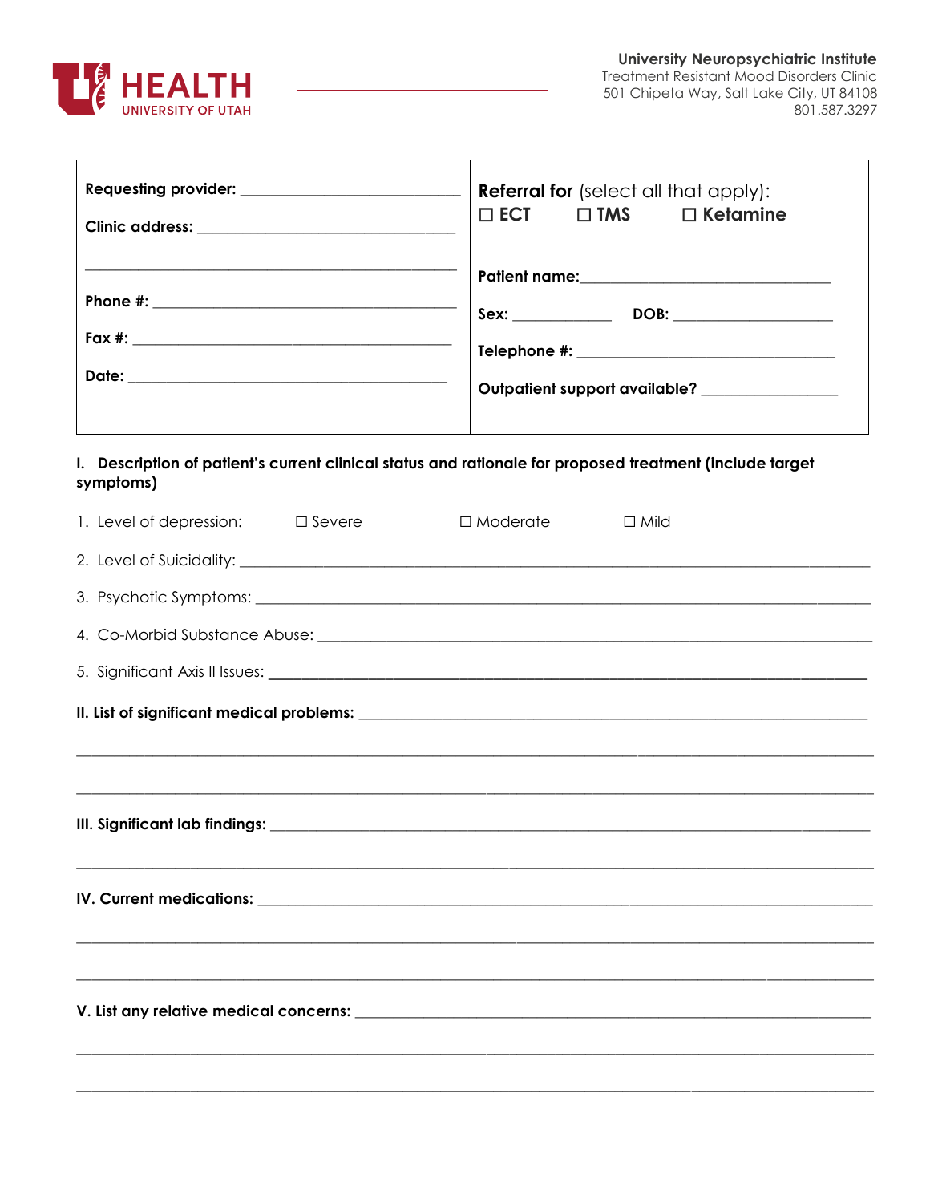HEALTH
UNIVERSITY OF UTAH

**University Neuropsychiatric Institute**
Treatment Resistant Mood Disorders Clinic
501 Chipeta Way, Salt Lake City, UT 84108
801.587.3297

| | |
|---|---|
| **Requesting provider:** ______________________ | **Referral for** (select all that apply): ☐ **ECT** ☐ **TMS** ☐ **Ketamine** |
| **Clinic address:** ______________________ | |
| ______________________ | **Patient name:** ______________________ |
| **Phone #:** ______________________ | **Sex:** __________ **DOB:** ______________ |
| **Fax #:** ______________________ | **Telephone #:** ______________________ |
| **Date:** ______________________ | **Outpatient support available?** ______________ |

**I. Description of patient's current clinical status and rationale for proposed treatment (include target symptoms)**

1. Level of depression: ☐ Severe ☐ Moderate ☐ Mild
2. Level of Suicidality: ______________________________________________
3. Psychotic Symptoms: ______________________________________________
4. Co-Morbid Substance Abuse: ______________________________________________
5. Significant Axis II Issues: ______________________________________________

**II. List of significant medical problems:** ______________________________________________

______________________________________________

______________________________________________

**III. Significant lab findings:** ______________________________________________

______________________________________________

**IV. Current medications:** ______________________________________________

______________________________________________

______________________________________________

**V. List any relative medical concerns:** ______________________________________________

______________________________________________

______________________________________________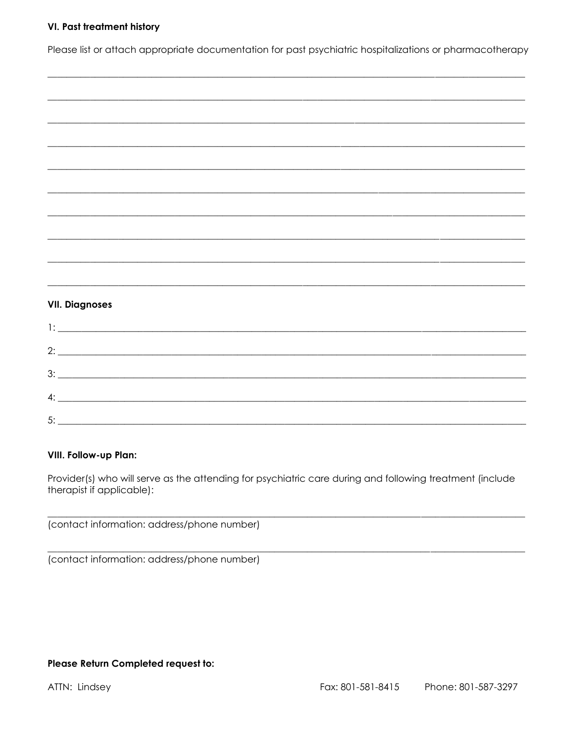**VI. Past treatment history**

Please list or attach appropriate documentation for past psychiatric hospitalizations or pharmacotherapy

\_\_\_\_\_\_\_\_\_\_\_\_\_\_\_\_\_\_\_\_\_\_\_\_\_\_\_\_\_\_\_\_\_\_\_\_\_\_\_\_\_\_\_\_\_\_\_\_\_\_\_\_\_\_\_\_\_\_\_\_\_\_\_\_\_\_\_\_\_\_\_\_\_\_\_\_\_\_\_\_\_\_\_\_\_\_\_\_\_\_\_\_

\_\_\_\_\_\_\_\_\_\_\_\_\_\_\_\_\_\_\_\_\_\_\_\_\_\_\_\_\_\_\_\_\_\_\_\_\_\_\_\_\_\_\_\_\_\_\_\_\_\_\_\_\_\_\_\_\_\_\_\_\_\_\_\_\_\_\_\_\_\_\_\_\_\_\_\_\_\_\_\_\_\_\_\_\_\_\_\_\_\_\_\_

\_\_\_\_\_\_\_\_\_\_\_\_\_\_\_\_\_\_\_\_\_\_\_\_\_\_\_\_\_\_\_\_\_\_\_\_\_\_\_\_\_\_\_\_\_\_\_\_\_\_\_\_\_\_\_\_\_\_\_\_\_\_\_\_\_\_\_\_\_\_\_\_\_\_\_\_\_\_\_\_\_\_\_\_\_\_\_\_\_\_\_\_

\_\_\_\_\_\_\_\_\_\_\_\_\_\_\_\_\_\_\_\_\_\_\_\_\_\_\_\_\_\_\_\_\_\_\_\_\_\_\_\_\_\_\_\_\_\_\_\_\_\_\_\_\_\_\_\_\_\_\_\_\_\_\_\_\_\_\_\_\_\_\_\_\_\_\_\_\_\_\_\_\_\_\_\_\_\_\_\_\_\_\_\_

\_\_\_\_\_\_\_\_\_\_\_\_\_\_\_\_\_\_\_\_\_\_\_\_\_\_\_\_\_\_\_\_\_\_\_\_\_\_\_\_\_\_\_\_\_\_\_\_\_\_\_\_\_\_\_\_\_\_\_\_\_\_\_\_\_\_\_\_\_\_\_\_\_\_\_\_\_\_\_\_\_\_\_\_\_\_\_\_\_\_\_\_

\_\_\_\_\_\_\_\_\_\_\_\_\_\_\_\_\_\_\_\_\_\_\_\_\_\_\_\_\_\_\_\_\_\_\_\_\_\_\_\_\_\_\_\_\_\_\_\_\_\_\_\_\_\_\_\_\_\_\_\_\_\_\_\_\_\_\_\_\_\_\_\_\_\_\_\_\_\_\_\_\_\_\_\_\_\_\_\_\_\_\_\_

\_\_\_\_\_\_\_\_\_\_\_\_\_\_\_\_\_\_\_\_\_\_\_\_\_\_\_\_\_\_\_\_\_\_\_\_\_\_\_\_\_\_\_\_\_\_\_\_\_\_\_\_\_\_\_\_\_\_\_\_\_\_\_\_\_\_\_\_\_\_\_\_\_\_\_\_\_\_\_\_\_\_\_\_\_\_\_\_\_\_\_\_

\_\_\_\_\_\_\_\_\_\_\_\_\_\_\_\_\_\_\_\_\_\_\_\_\_\_\_\_\_\_\_\_\_\_\_\_\_\_\_\_\_\_\_\_\_\_\_\_\_\_\_\_\_\_\_\_\_\_\_\_\_\_\_\_\_\_\_\_\_\_\_\_\_\_\_\_\_\_\_\_\_\_\_\_\_\_\_\_\_\_\_\_

\_\_\_\_\_\_\_\_\_\_\_\_\_\_\_\_\_\_\_\_\_\_\_\_\_\_\_\_\_\_\_\_\_\_\_\_\_\_\_\_\_\_\_\_\_\_\_\_\_\_\_\_\_\_\_\_\_\_\_\_\_\_\_\_\_\_\_\_\_\_\_\_\_\_\_\_\_\_\_\_\_\_\_\_\_\_\_\_\_\_\_\_

\_\_\_\_\_\_\_\_\_\_\_\_\_\_\_\_\_\_\_\_\_\_\_\_\_\_\_\_\_\_\_\_\_\_\_\_\_\_\_\_\_\_\_\_\_\_\_\_\_\_\_\_\_\_\_\_\_\_\_\_\_\_\_\_\_\_\_\_\_\_\_\_\_\_\_\_\_\_\_\_\_\_\_\_\_\_\_\_\_\_\_\_

**VII. Diagnoses**

1: \_\_\_\_\_\_\_\_\_\_\_\_\_\_\_\_\_\_\_\_\_\_\_\_\_\_\_\_\_\_\_\_\_\_\_\_\_\_\_\_\_\_\_\_\_\_\_\_\_\_\_\_\_\_\_\_\_\_\_\_\_\_\_\_\_\_\_\_\_\_\_\_\_\_\_\_\_\_\_\_\_\_\_\_\_\_\_\_

2: \_\_\_\_\_\_\_\_\_\_\_\_\_\_\_\_\_\_\_\_\_\_\_\_\_\_\_\_\_\_\_\_\_\_\_\_\_\_\_\_\_\_\_\_\_\_\_\_\_\_\_\_\_\_\_\_\_\_\_\_\_\_\_\_\_\_\_\_\_\_\_\_\_\_\_\_\_\_\_\_\_\_\_\_\_\_\_\_

3: \_\_\_\_\_\_\_\_\_\_\_\_\_\_\_\_\_\_\_\_\_\_\_\_\_\_\_\_\_\_\_\_\_\_\_\_\_\_\_\_\_\_\_\_\_\_\_\_\_\_\_\_\_\_\_\_\_\_\_\_\_\_\_\_\_\_\_\_\_\_\_\_\_\_\_\_\_\_\_\_\_\_\_\_\_\_\_\_

4: \_\_\_\_\_\_\_\_\_\_\_\_\_\_\_\_\_\_\_\_\_\_\_\_\_\_\_\_\_\_\_\_\_\_\_\_\_\_\_\_\_\_\_\_\_\_\_\_\_\_\_\_\_\_\_\_\_\_\_\_\_\_\_\_\_\_\_\_\_\_\_\_\_\_\_\_\_\_\_\_\_\_\_\_\_\_\_\_

5: \_\_\_\_\_\_\_\_\_\_\_\_\_\_\_\_\_\_\_\_\_\_\_\_\_\_\_\_\_\_\_\_\_\_\_\_\_\_\_\_\_\_\_\_\_\_\_\_\_\_\_\_\_\_\_\_\_\_\_\_\_\_\_\_\_\_\_\_\_\_\_\_\_\_\_\_\_\_\_\_\_\_\_\_\_\_\_\_

**VIII. Follow-up Plan:**

Provider(s) who will serve as the attending for psychiatric care during and following treatment (include therapist if applicable):

\_\_\_\_\_\_\_\_\_\_\_\_\_\_\_\_\_\_\_\_\_\_\_\_\_\_\_\_\_\_\_\_\_\_\_\_\_\_\_\_\_\_\_\_\_\_\_\_\_\_\_\_\_\_\_\_\_\_\_\_\_\_\_\_\_\_\_\_\_\_\_\_\_\_\_\_\_\_\_\_\_\_\_\_\_\_\_\_\_\_\_\_
(contact information: address/phone number)

\_\_\_\_\_\_\_\_\_\_\_\_\_\_\_\_\_\_\_\_\_\_\_\_\_\_\_\_\_\_\_\_\_\_\_\_\_\_\_\_\_\_\_\_\_\_\_\_\_\_\_\_\_\_\_\_\_\_\_\_\_\_\_\_\_\_\_\_\_\_\_\_\_\_\_\_\_\_\_\_\_\_\_\_\_\_\_\_\_\_\_\_
(contact information: address/phone number)

**Please Return Completed request to:**

ATTN: Lindsey    Fax: 801-581-8415    Phone: 801-587-3297